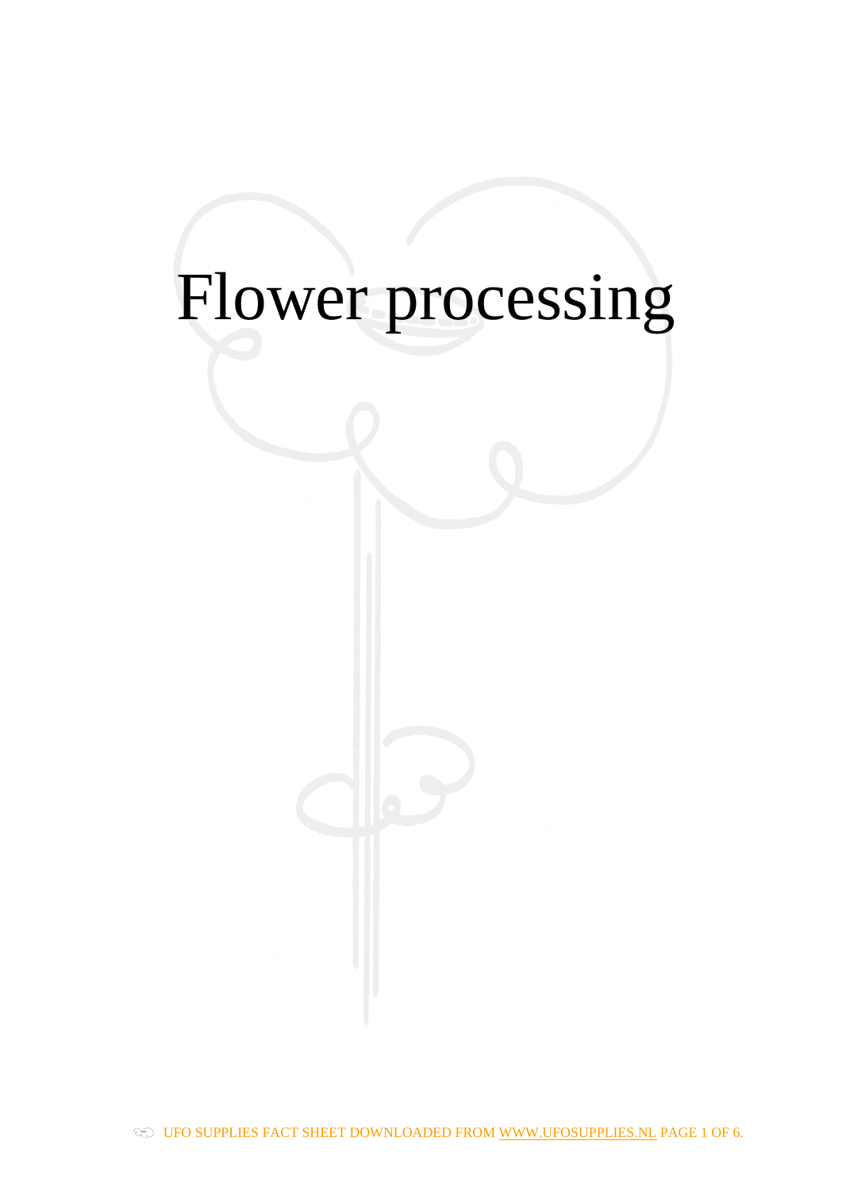# Flower processing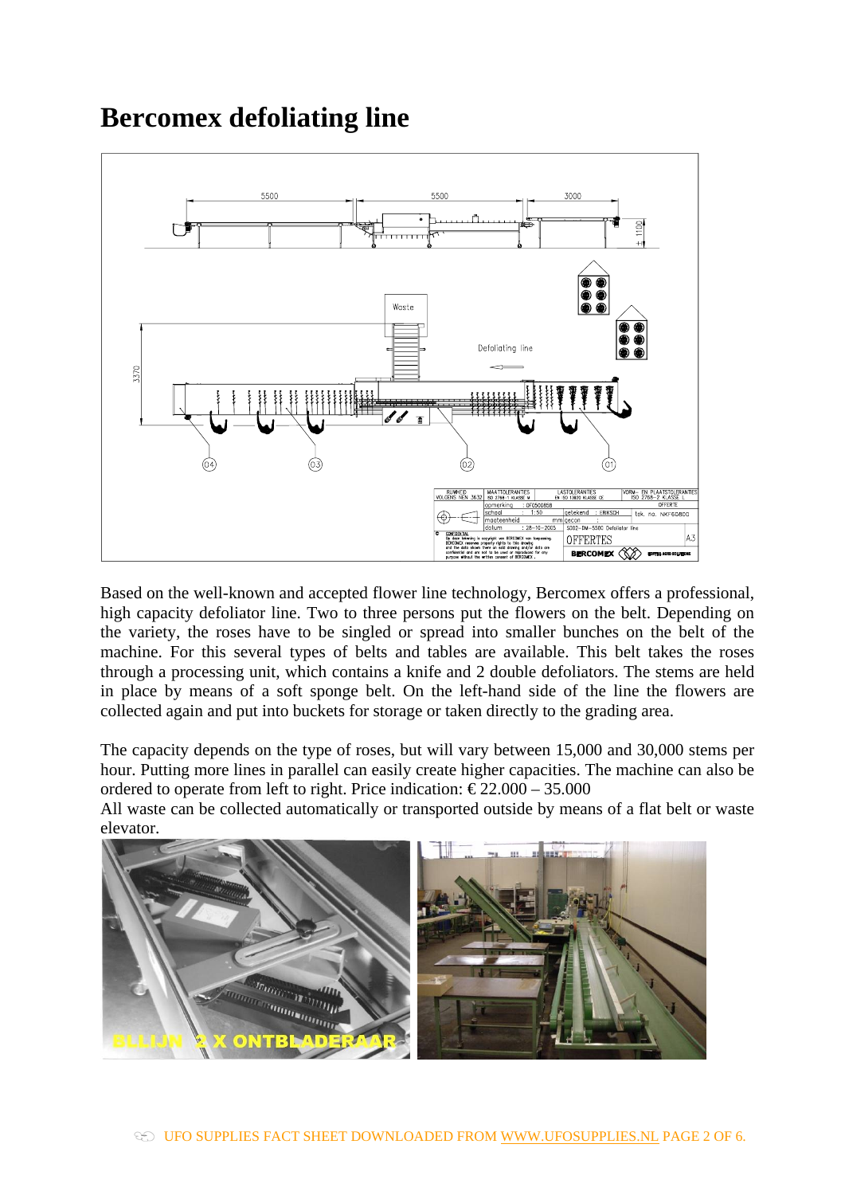# Bercomex defoliating line

Based on the well-known and accepted flower line technology, Bercomex offers a professional, high capacity defoliator line. Two to three persons put the flowers on the belt. Depending on the variety, the roses have to be singled or spread into smaller bunches on the belt of the machine. For this several types of belts and tables are available. This belt takes the roses through a processing unit, which contains a knife and 2 double defoliators. The stems are held in place by means of a soft sponge belt. On the left-hand side of the line the flowers are collected again and put into buckets for storage or taken directly to the grading area.

The capacity depends on the type of roses, but will vary between 15,000 and 30,000 stems per hour. Putting more lines in parallel can easily create higher capacities. The machine can also be ordered to operate from left to right. Price indication: € 22.000 – 35.000

All waste can be collected automatically or transported outside by means of a flat belt or waste elevator.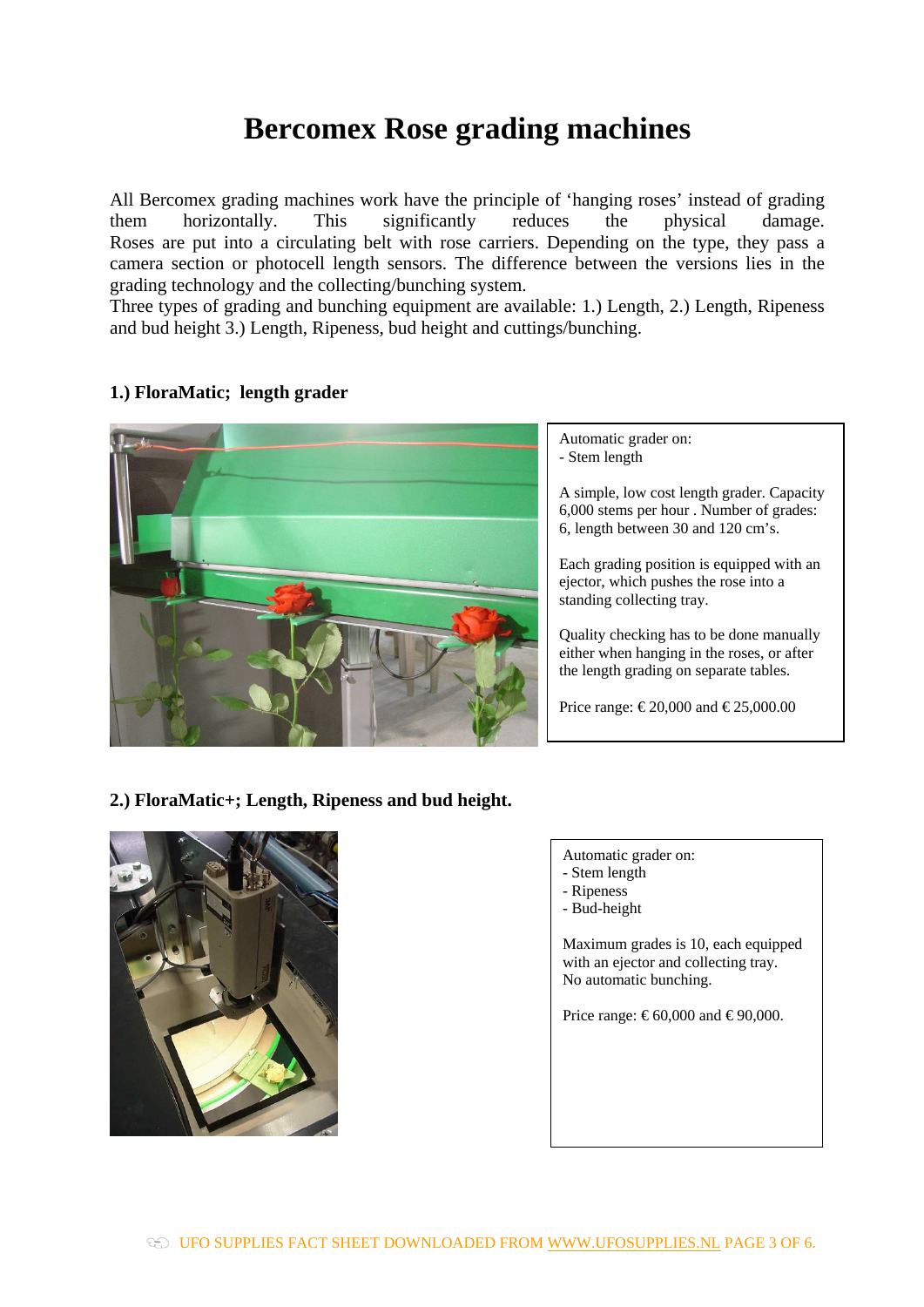# Bercomex Rose grading machines

All Bercomex grading machines work have the principle of 'hanging roses' instead of grading them horizontally. This significantly reduces the physical damage. Roses are put into a circulating belt with rose carriers. Depending on the type, they pass a camera section or photocell length sensors. The difference between the versions lies in the grading technology and the collecting/bunching system.
Three types of grading and bunching equipment are available: 1.) Length, 2.) Length, Ripeness and bud height 3.) Length, Ripeness, bud height and cuttings/bunching.

### 1.) FloraMatic; length grader

Automatic grader on:
- Stem length

A simple, low cost length grader. Capacity 6,000 stems per hour . Number of grades: 6, length between 30 and 120 cm's.

Each grading position is equipped with an ejector, which pushes the rose into a standing collecting tray.

Quality checking has to be done manually either when hanging in the roses, or after the length grading on separate tables.

Price range: € 20,000 and € 25,000.00

### 2.) FloraMatic+; Length, Ripeness and bud height.

Automatic grader on:
- Stem length
- Ripeness
- Bud-height

Maximum grades is 10, each equipped with an ejector and collecting tray.
No automatic bunching.

Price range: € 60,000 and € 90,000.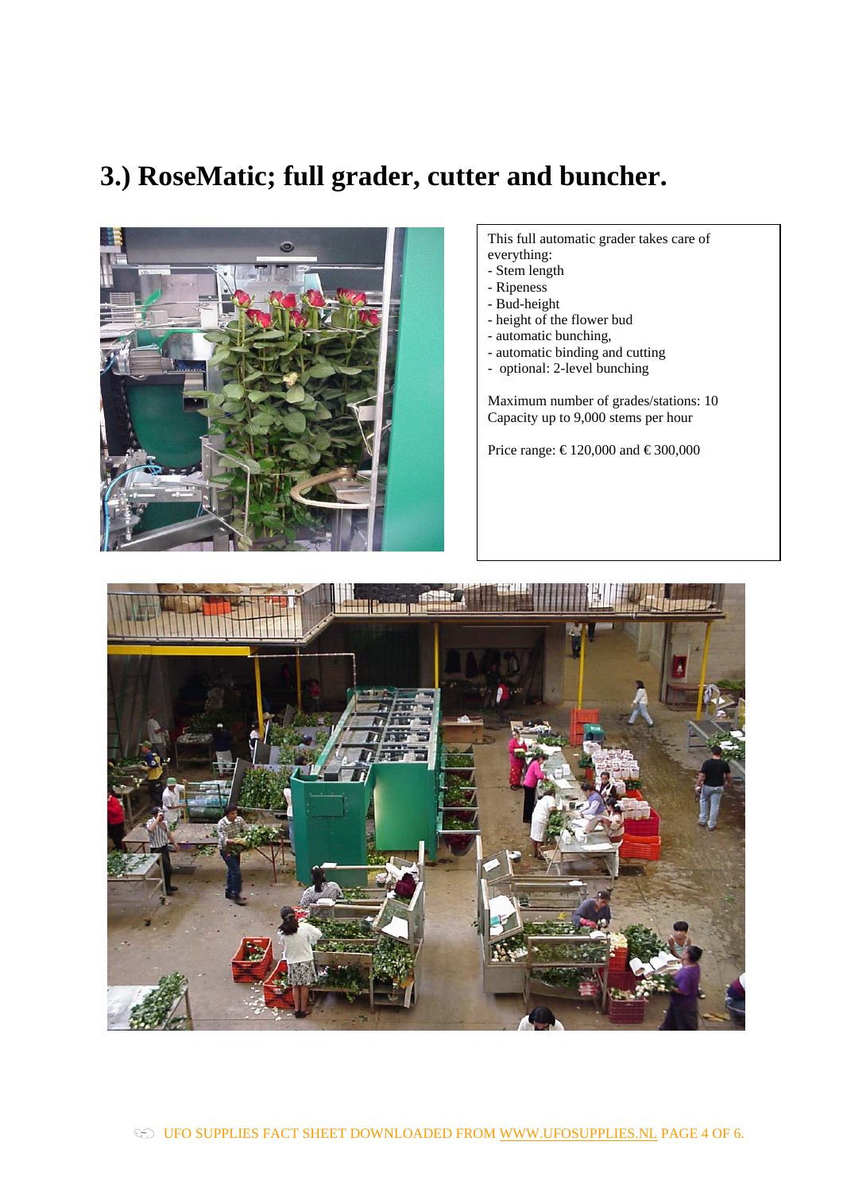# 3.) RoseMatic; full grader, cutter and buncher.

This full automatic grader takes care of everything:
- Stem length
- Ripeness
- Bud-height
- height of the flower bud
- automatic bunching,
- automatic binding and cutting
- optional: 2-level bunching

Maximum number of grades/stations: 10
Capacity up to 9,000 stems per hour

Price range: € 120,000 and € 300,000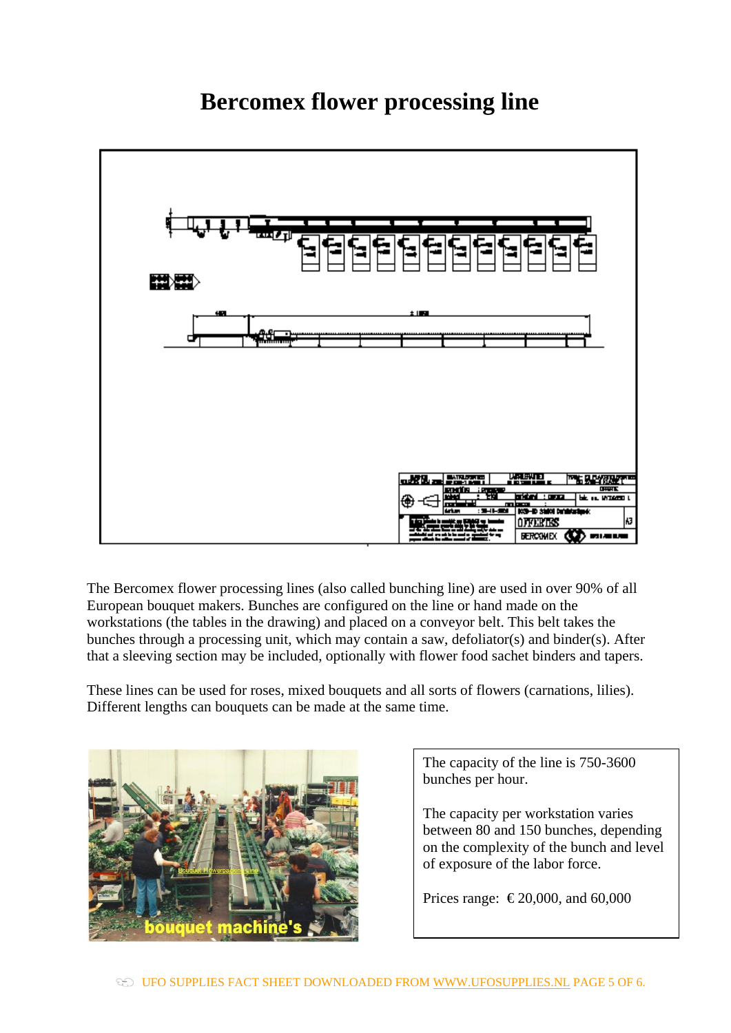# Bercomex flower processing line

The Bercomex flower processing lines (also called bunching line) are used in over 90% of all European bouquet makers. Bunches are configured on the line or hand made on the workstations (the tables in the drawing) and placed on a conveyor belt. This belt takes the bunches through a processing unit, which may contain a saw, defoliator(s) and binder(s). After that a sleeving section may be included, optionally with flower food sachet binders and tapers.

These lines can be used for roses, mixed bouquets and all sorts of flowers (carnations, lilies). Different lengths can bouquets can be made at the same time.

The capacity of the line is 750-3600 bunches per hour.

The capacity per workstation varies between 80 and 150 bunches, depending on the complexity of the bunch and level of exposure of the labor force.

Prices range: € 20,000, and 60,000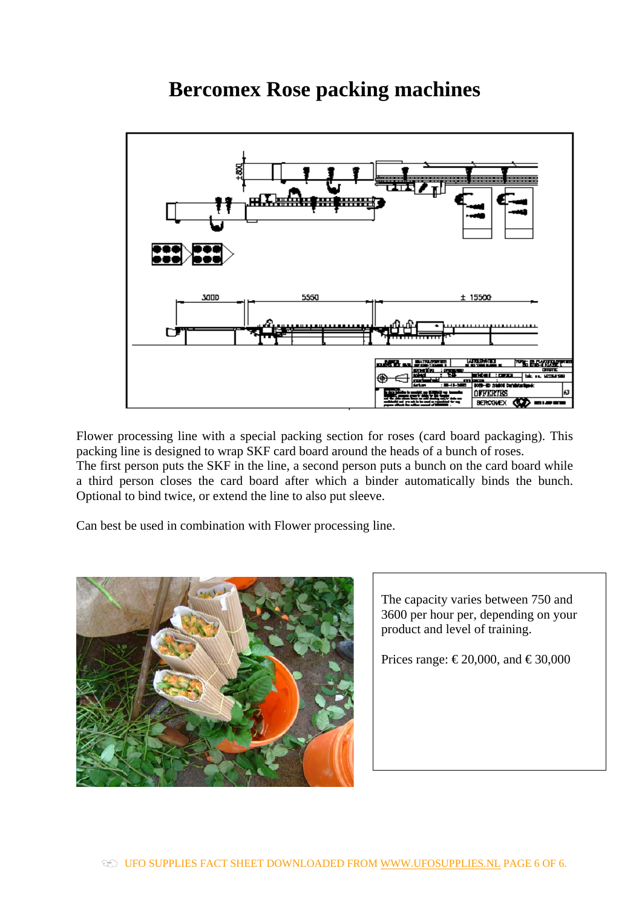# Bercomex Rose packing machines

Flower processing line with a special packing section for roses (card board packaging). This packing line is designed to wrap SKF card board around the heads of a bunch of roses.
The first person puts the SKF in the line, a second person puts a bunch on the card board while a third person closes the card board after which a binder automatically binds the bunch. Optional to bind twice, or extend the line to also put sleeve.

Can best be used in combination with Flower processing line.

The capacity varies between 750 and 3600 per hour per, depending on your product and level of training.

Prices range: € 20,000, and € 30,000